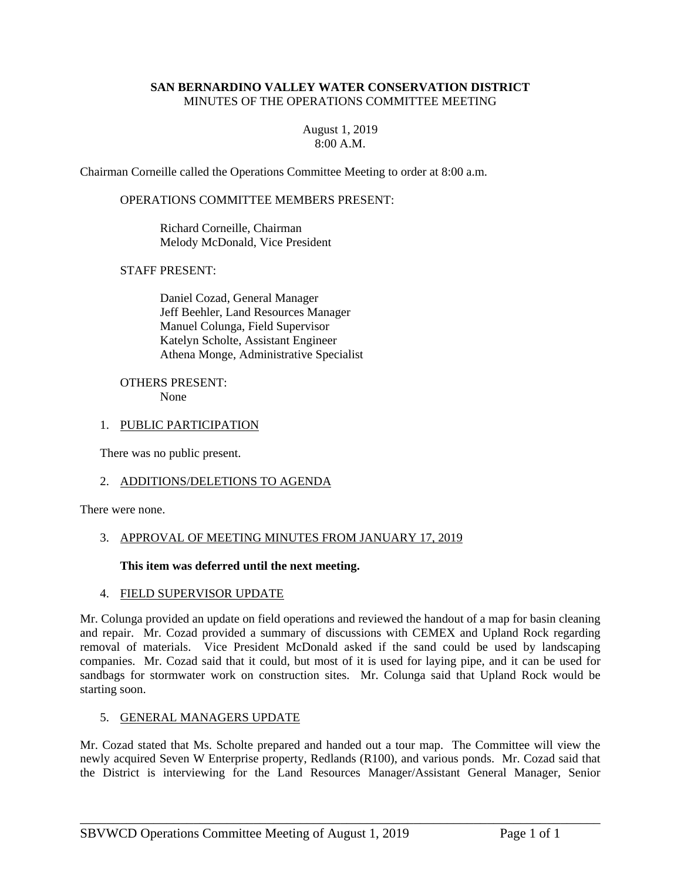**SAN BERNARDINO VALLEY WATER CONSERVATION DISTRICT**
MINUTES OF THE OPERATIONS COMMITTEE MEETING

August 1, 2019
8:00 A.M.

Chairman Corneille called the Operations Committee Meeting to order at 8:00 a.m.

OPERATIONS COMMITTEE MEMBERS PRESENT:

Richard Corneille, Chairman
Melody McDonald, Vice President

STAFF PRESENT:

Daniel Cozad, General Manager
Jeff Beehler, Land Resources Manager
Manuel Colunga, Field Supervisor
Katelyn Scholte, Assistant Engineer
Athena Monge, Administrative Specialist

OTHERS PRESENT:
None

1. PUBLIC PARTICIPATION

There was no public present.

2. ADDITIONS/DELETIONS TO AGENDA

There were none.

3. APPROVAL OF MEETING MINUTES FROM JANUARY 17, 2019

**This item was deferred until the next meeting.**

4. FIELD SUPERVISOR UPDATE

Mr. Colunga provided an update on field operations and reviewed the handout of a map for basin cleaning and repair. Mr. Cozad provided a summary of discussions with CEMEX and Upland Rock regarding removal of materials. Vice President McDonald asked if the sand could be used by landscaping companies. Mr. Cozad said that it could, but most of it is used for laying pipe, and it can be used for sandbags for stormwater work on construction sites. Mr. Colunga said that Upland Rock would be starting soon.

5. GENERAL MANAGERS UPDATE

Mr. Cozad stated that Ms. Scholte prepared and handed out a tour map. The Committee will view the newly acquired Seven W Enterprise property, Redlands (R100), and various ponds. Mr. Cozad said that the District is interviewing for the Land Resources Manager/Assistant General Manager, Senior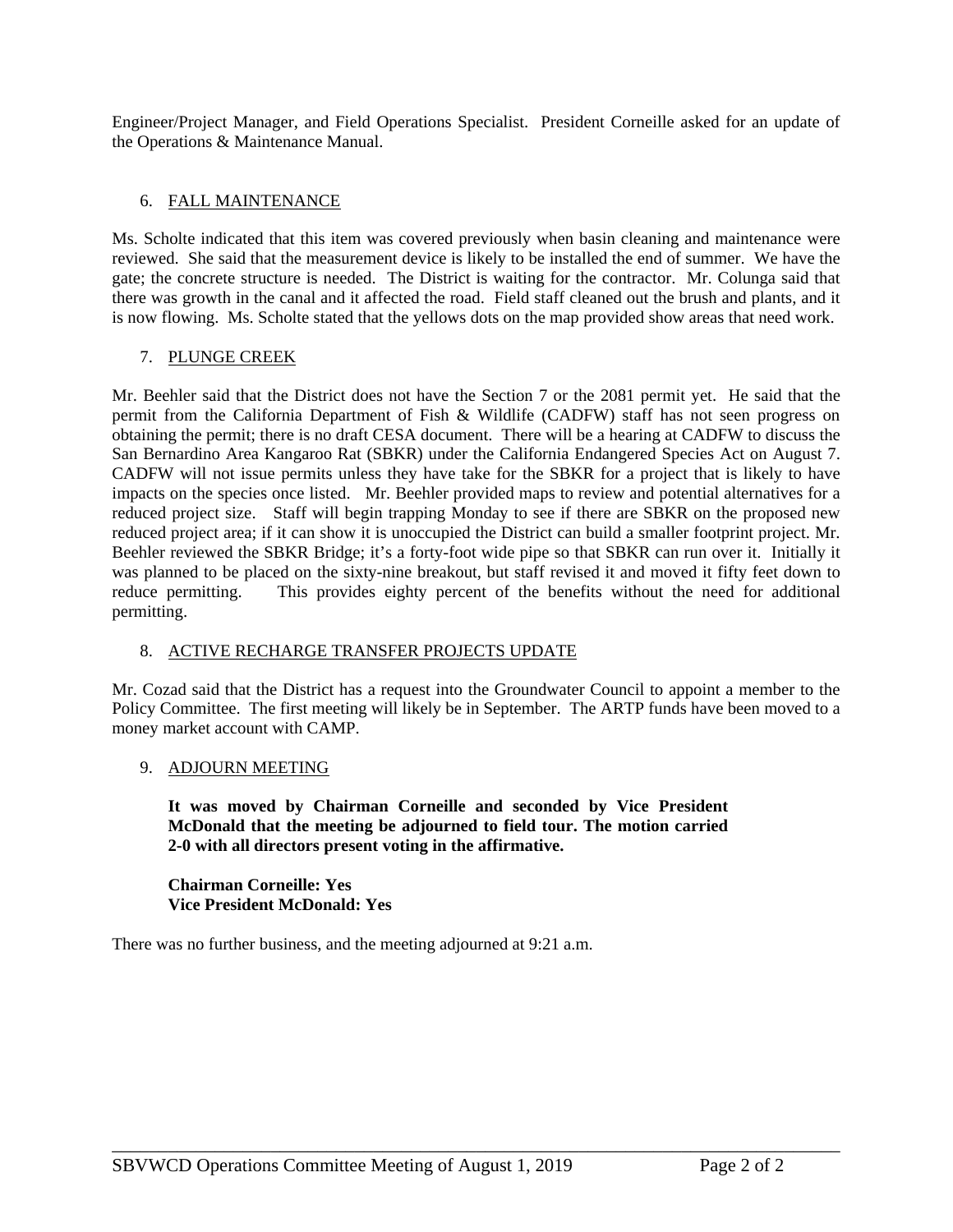Engineer/Project Manager, and Field Operations Specialist. President Corneille asked for an update of the Operations & Maintenance Manual.

6. FALL MAINTENANCE

Ms. Scholte indicated that this item was covered previously when basin cleaning and maintenance were reviewed. She said that the measurement device is likely to be installed the end of summer. We have the gate; the concrete structure is needed. The District is waiting for the contractor. Mr. Colunga said that there was growth in the canal and it affected the road. Field staff cleaned out the brush and plants, and it is now flowing. Ms. Scholte stated that the yellows dots on the map provided show areas that need work.

7. PLUNGE CREEK

Mr. Beehler said that the District does not have the Section 7 or the 2081 permit yet. He said that the permit from the California Department of Fish & Wildlife (CADFW) staff has not seen progress on obtaining the permit; there is no draft CESA document. There will be a hearing at CADFW to discuss the San Bernardino Area Kangaroo Rat (SBKR) under the California Endangered Species Act on August 7. CADFW will not issue permits unless they have take for the SBKR for a project that is likely to have impacts on the species once listed. Mr. Beehler provided maps to review and potential alternatives for a reduced project size. Staff will begin trapping Monday to see if there are SBKR on the proposed new reduced project area; if it can show it is unoccupied the District can build a smaller footprint project. Mr. Beehler reviewed the SBKR Bridge; it's a forty-foot wide pipe so that SBKR can run over it. Initially it was planned to be placed on the sixty-nine breakout, but staff revised it and moved it fifty feet down to reduce permitting. This provides eighty percent of the benefits without the need for additional permitting.

8. ACTIVE RECHARGE TRANSFER PROJECTS UPDATE

Mr. Cozad said that the District has a request into the Groundwater Council to appoint a member to the Policy Committee. The first meeting will likely be in September. The ARTP funds have been moved to a money market account with CAMP.

9. ADJOURN MEETING

**It was moved by Chairman Corneille and seconded by Vice President McDonald that the meeting be adjourned to field tour. The motion carried 2-0 with all directors present voting in the affirmative.**

**Chairman Corneille: Yes**
**Vice President McDonald: Yes**

There was no further business, and the meeting adjourned at 9:21 a.m.